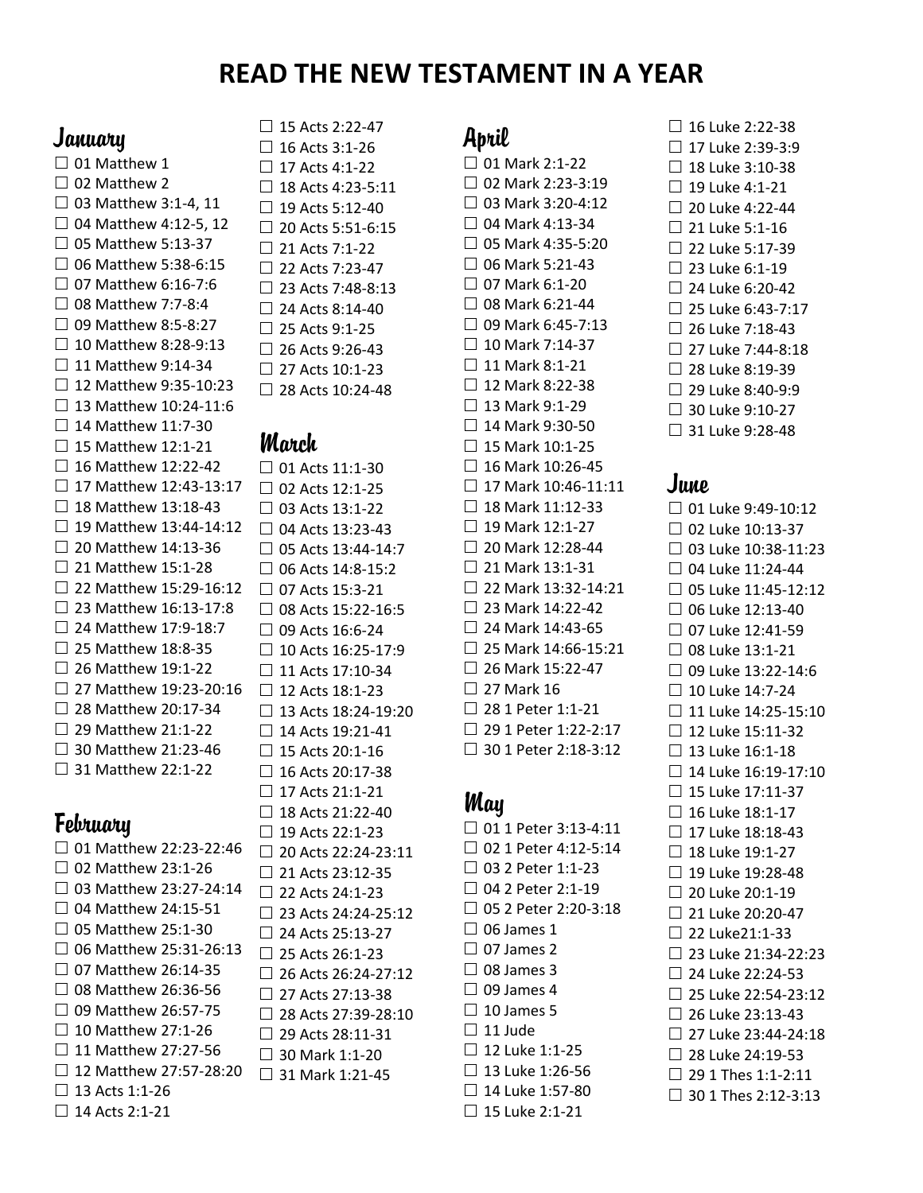# READ THE NEW TESTAMENT IN A YEAR

## January

- ☐ 01 Matthew 1
- ☐ 02 Matthew 2
- ☐ 03 Matthew 3:1-4, 11
- ☐ 04 Matthew 4:12-5, 12
- ☐ 05 Matthew 5:13-37
- ☐ 06 Matthew 5:38-6:15
- ☐ 07 Matthew 6:16-7:6
- ☐ 08 Matthew 7:7-8:4
- ☐ 09 Matthew 8:5-8:27
- ☐ 10 Matthew 8:28-9:13
- ☐ 11 Matthew 9:14-34
- ☐ 12 Matthew 9:35-10:23
- ☐ 13 Matthew 10:24-11:6
- ☐ 14 Matthew 11:7-30
- ☐ 15 Matthew 12:1-21
- ☐ 16 Matthew 12:22-42
- ☐ 17 Matthew 12:43-13:17
- ☐ 18 Matthew 13:18-43
- ☐ 19 Matthew 13:44-14:12
- ☐ 20 Matthew 14:13-36
- ☐ 21 Matthew 15:1-28
- ☐ 22 Matthew 15:29-16:12
- ☐ 23 Matthew 16:13-17:8
- ☐ 24 Matthew 17:9-18:7
- ☐ 25 Matthew 18:8-35
- ☐ 26 Matthew 19:1-22
- ☐ 27 Matthew 19:23-20:16
- ☐ 28 Matthew 20:17-34
- ☐ 29 Matthew 21:1-22
- ☐ 30 Matthew 21:23-46
- ☐ 31 Matthew 22:1-22

## February

- ☐ 01 Matthew 22:23-22:46
- ☐ 02 Matthew 23:1-26
- ☐ 03 Matthew 23:27-24:14
- ☐ 04 Matthew 24:15-51
- ☐ 05 Matthew 25:1-30
- ☐ 06 Matthew 25:31-26:13
- ☐ 07 Matthew 26:14-35
- ☐ 08 Matthew 26:36-56
- ☐ 09 Matthew 26:57-75
- ☐ 10 Matthew 27:1-26
- ☐ 11 Matthew 27:27-56
- ☐ 12 Matthew 27:57-28:20
- ☐ 13 Acts 1:1-26
- ☐ 14 Acts 2:1-21
- ☐ 15 Acts 2:22-47
- ☐ 16 Acts 3:1-26
- ☐ 17 Acts 4:1-22
- ☐ 18 Acts 4:23-5:11
- ☐ 19 Acts 5:12-40
- ☐ 20 Acts 5:51-6:15
- ☐ 21 Acts 7:1-22
- ☐ 22 Acts 7:23-47
- ☐ 23 Acts 7:48-8:13
- ☐ 24 Acts 8:14-40
- ☐ 25 Acts 9:1-25
- ☐ 26 Acts 9:26-43
- ☐ 27 Acts 10:1-23
- ☐ 28 Acts 10:24-48

## March

- ☐ 01 Acts 11:1-30
- ☐ 02 Acts 12:1-25
- ☐ 03 Acts 13:1-22
- ☐ 04 Acts 13:23-43
- ☐ 05 Acts 13:44-14:7
- ☐ 06 Acts 14:8-15:2
- ☐ 07 Acts 15:3-21
- ☐ 08 Acts 15:22-16:5
- ☐ 09 Acts 16:6-24
- ☐ 10 Acts 16:25-17:9
- ☐ 11 Acts 17:10-34
- ☐ 12 Acts 18:1-23
- ☐ 13 Acts 18:24-19:20
- ☐ 14 Acts 19:21-41
- ☐ 15 Acts 20:1-16
- ☐ 16 Acts 20:17-38
- ☐ 17 Acts 21:1-21
- ☐ 18 Acts 21:22-40
- ☐ 19 Acts 22:1-23
- ☐ 20 Acts 22:24-23:11
- ☐ 21 Acts 23:12-35
- ☐ 22 Acts 24:1-23
- ☐ 23 Acts 24:24-25:12
- ☐ 24 Acts 25:13-27
- ☐ 25 Acts 26:1-23
- ☐ 26 Acts 26:24-27:12
- ☐ 27 Acts 27:13-38
- ☐ 28 Acts 27:39-28:10
- ☐ 29 Acts 28:11-31
- ☐ 30 Mark 1:1-20
- ☐ 31 Mark 1:21-45

## April

- ☐ 01 Mark 2:1-22
- ☐ 02 Mark 2:23-3:19
- ☐ 03 Mark 3:20-4:12
- ☐ 04 Mark 4:13-34
- ☐ 05 Mark 4:35-5:20
- ☐ 06 Mark 5:21-43
- ☐ 07 Mark 6:1-20
- ☐ 08 Mark 6:21-44
- ☐ 09 Mark 6:45-7:13
- ☐ 10 Mark 7:14-37
- ☐ 11 Mark 8:1-21
- ☐ 12 Mark 8:22-38
- ☐ 13 Mark 9:1-29
- ☐ 14 Mark 9:30-50
- ☐ 15 Mark 10:1-25
- ☐ 16 Mark 10:26-45
- ☐ 17 Mark 10:46-11:11
- ☐ 18 Mark 11:12-33
- ☐ 19 Mark 12:1-27
- ☐ 20 Mark 12:28-44
- ☐ 21 Mark 13:1-31
- ☐ 22 Mark 13:32-14:21
- ☐ 23 Mark 14:22-42
- ☐ 24 Mark 14:43-65
- ☐ 25 Mark 14:66-15:21
- ☐ 26 Mark 15:22-47
- ☐ 27 Mark 16
- ☐ 28 1 Peter 1:1-21
- ☐ 29 1 Peter 1:22-2:17
- ☐ 30 1 Peter 2:18-3:12

## May

- ☐ 01 1 Peter 3:13-4:11
- ☐ 02 1 Peter 4:12-5:14
- ☐ 03 2 Peter 1:1-23
- ☐ 04 2 Peter 2:1-19
- ☐ 05 2 Peter 2:20-3:18
- ☐ 06 James 1
- ☐ 07 James 2
- ☐ 08 James 3
- ☐ 09 James 4
- ☐ 10 James 5
- ☐ 11 Jude
- ☐ 12 Luke 1:1-25
- ☐ 13 Luke 1:26-56
- ☐ 14 Luke 1:57-80
- ☐ 15 Luke 2:1-21
- ☐ 16 Luke 2:22-38
- ☐ 17 Luke 2:39-3:9
- ☐ 18 Luke 3:10-38
- ☐ 19 Luke 4:1-21
- ☐ 20 Luke 4:22-44
- ☐ 21 Luke 5:1-16
- ☐ 22 Luke 5:17-39
- ☐ 23 Luke 6:1-19
- ☐ 24 Luke 6:20-42
- ☐ 25 Luke 6:43-7:17
- ☐ 26 Luke 7:18-43
- ☐ 27 Luke 7:44-8:18
- ☐ 28 Luke 8:19-39
- ☐ 29 Luke 8:40-9:9
- ☐ 30 Luke 9:10-27
- ☐ 31 Luke 9:28-48

## June

- ☐ 01 Luke 9:49-10:12
- ☐ 02 Luke 10:13-37
- ☐ 03 Luke 10:38-11:23
- ☐ 04 Luke 11:24-44
- ☐ 05 Luke 11:45-12:12
- ☐ 06 Luke 12:13-40
- ☐ 07 Luke 12:41-59
- ☐ 08 Luke 13:1-21
- ☐ 09 Luke 13:22-14:6
- ☐ 10 Luke 14:7-24
- ☐ 11 Luke 14:25-15:10
- ☐ 12 Luke 15:11-32
- ☐ 13 Luke 16:1-18
- ☐ 14 Luke 16:19-17:10
- ☐ 15 Luke 17:11-37
- ☐ 16 Luke 18:1-17
- ☐ 17 Luke 18:18-43
- ☐ 18 Luke 19:1-27
- ☐ 19 Luke 19:28-48
- ☐ 20 Luke 20:1-19
- ☐ 21 Luke 20:20-47
- ☐ 22 Luke21:1-33
- ☐ 23 Luke 21:34-22:23
- ☐ 24 Luke 22:24-53
- ☐ 25 Luke 22:54-23:12
- ☐ 26 Luke 23:13-43
- ☐ 27 Luke 23:44-24:18
- ☐ 28 Luke 24:19-53
- ☐ 29 1 Thes 1:1-2:11
- ☐ 30 1 Thes 2:12-3:13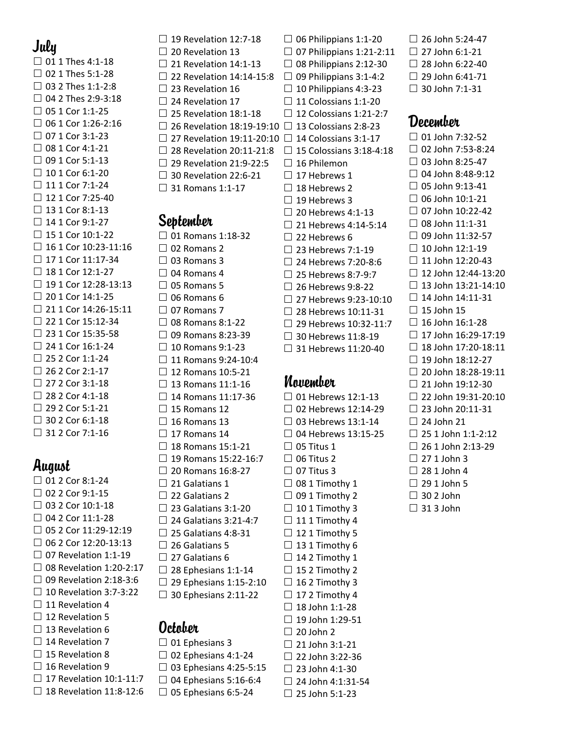## July

- ☐ 01 1 Thes 4:1-18
- ☐ 02 1 Thes 5:1-28
- ☐ 03 2 Thes 1:1-2:8
- ☐ 04 2 Thes 2:9-3:18
- ☐ 05 1 Cor 1:1-25
- ☐ 06 1 Cor 1:26-2:16
- ☐ 07 1 Cor 3:1-23
- ☐ 08 1 Cor 4:1-21
- ☐ 09 1 Cor 5:1-13
- ☐ 10 1 Cor 6:1-20
- ☐ 11 1 Cor 7:1-24
- ☐ 12 1 Cor 7:25-40
- ☐ 13 1 Cor 8:1-13
- ☐ 14 1 Cor 9:1-27
- ☐ 15 1 Cor 10:1-22
- ☐ 16 1 Cor 10:23-11:16
- ☐ 17 1 Cor 11:17-34
- ☐ 18 1 Cor 12:1-27
- ☐ 19 1 Cor 12:28-13:13
- ☐ 20 1 Cor 14:1-25
- ☐ 21 1 Cor 14:26-15:11
- ☐ 22 1 Cor 15:12-34
- ☐ 23 1 Cor 15:35-58
- ☐ 24 1 Cor 16:1-24
- ☐ 25 2 Cor 1:1-24
- ☐ 26 2 Cor 2:1-17
- ☐ 27 2 Cor 3:1-18
- ☐ 28 2 Cor 4:1-18
- ☐ 29 2 Cor 5:1-21
- ☐ 30 2 Cor 6:1-18
- ☐ 31 2 Cor 7:1-16

## August

- ☐ 01 2 Cor 8:1-24
- ☐ 02 2 Cor 9:1-15
- ☐ 03 2 Cor 10:1-18
- ☐ 04 2 Cor 11:1-28
- ☐ 05 2 Cor 11:29-12:19
- ☐ 06 2 Cor 12:20-13:13
- ☐ 07 Revelation 1:1-19
- ☐ 08 Revelation 1:20-2:17
- ☐ 09 Revelation 2:18-3:6
- ☐ 10 Revelation 3:7-3:22
- ☐ 11 Revelation 4
- ☐ 12 Revelation 5
- ☐ 13 Revelation 6
- ☐ 14 Revelation 7
- ☐ 15 Revelation 8
- ☐ 16 Revelation 9
- ☐ 17 Revelation 10:1-11:7
- ☐ 18 Revelation 11:8-12:6
- ☐ 19 Revelation 12:7-18
- ☐ 20 Revelation 13
- ☐ 21 Revelation 14:1-13
- ☐ 22 Revelation 14:14-15:8
- ☐ 23 Revelation 16
- ☐ 24 Revelation 17
- ☐ 25 Revelation 18:1-18
- ☐ 26 Revelation 18:19-19:10
- ☐ 27 Revelation 19:11-20:10
- ☐ 28 Revelation 20:11-21:8
- ☐ 29 Revelation 21:9-22:5
- ☐ 30 Revelation 22:6-21
- ☐ 31 Romans 1:1-17

## September

- ☐ 01 Romans 1:18-32
- ☐ 02 Romans 2
- ☐ 03 Romans 3
- ☐ 04 Romans 4
- ☐ 05 Romans 5
- ☐ 06 Romans 6
- ☐ 07 Romans 7
- ☐ 08 Romans 8:1-22
- ☐ 09 Romans 8:23-39
- ☐ 10 Romans 9:1-23
- ☐ 11 Romans 9:24-10:4
- ☐ 12 Romans 10:5-21
- ☐ 13 Romans 11:1-16
- ☐ 14 Romans 11:17-36
- ☐ 15 Romans 12
- ☐ 16 Romans 13
- ☐ 17 Romans 14
- ☐ 18 Romans 15:1-21
- ☐ 19 Romans 15:22-16:7
- ☐ 20 Romans 16:8-27
- ☐ 21 Galatians 1
- ☐ 22 Galatians 2
- ☐ 23 Galatians 3:1-20
- ☐ 24 Galatians 3:21-4:7
- ☐ 25 Galatians 4:8-31
- ☐ 26 Galatians 5
- ☐ 27 Galatians 6
- ☐ 28 Ephesians 1:1-14
- ☐ 29 Ephesians 1:15-2:10
- ☐ 30 Ephesians 2:11-22

## October

- ☐ 01 Ephesians 3
- ☐ 02 Ephesians 4:1-24
- ☐ 03 Ephesians 4:25-5:15
- ☐ 04 Ephesians 5:16-6:4
- ☐ 05 Ephesians 6:5-24
- ☐ 06 Philippians 1:1-20
- ☐ 07 Philippians 1:21-2:11
- ☐ 08 Philippians 2:12-30
- ☐ 09 Philippians 3:1-4:2
- ☐ 10 Philippians 4:3-23
- ☐ 11 Colossians 1:1-20
- ☐ 12 Colossians 1:21-2:7
- ☐ 13 Colossians 2:8-23
- ☐ 14 Colossians 3:1-17
- ☐ 15 Colossians 3:18-4:18
- ☐ 16 Philemon
- ☐ 17 Hebrews 1
- ☐ 18 Hebrews 2
- ☐ 19 Hebrews 3
- ☐ 20 Hebrews 4:1-13
- ☐ 21 Hebrews 4:14-5:14
- ☐ 22 Hebrews 6
- ☐ 23 Hebrews 7:1-19
- ☐ 24 Hebrews 7:20-8:6
- ☐ 25 Hebrews 8:7-9:7
- ☐ 26 Hebrews 9:8-22
- ☐ 27 Hebrews 9:23-10:10
- ☐ 28 Hebrews 10:11-31
- ☐ 29 Hebrews 10:32-11:7
- ☐ 30 Hebrews 11:8-19
- ☐ 31 Hebrews 11:20-40

## November

- ☐ 01 Hebrews 12:1-13
- ☐ 02 Hebrews 12:14-29
- ☐ 03 Hebrews 13:1-14
- ☐ 04 Hebrews 13:15-25
- ☐ 05 Titus 1
- ☐ 06 Titus 2
- ☐ 07 Titus 3
- ☐ 08 1 Timothy 1
- ☐ 09 1 Timothy 2
- ☐ 10 1 Timothy 3
- ☐ 11 1 Timothy 4
- ☐ 12 1 Timothy 5
- ☐ 13 1 Timothy 6
- ☐ 14 2 Timothy 1
- ☐ 15 2 Timothy 2
- ☐ 16 2 Timothy 3
- ☐ 17 2 Timothy 4
- ☐ 18 John 1:1-28
- ☐ 19 John 1:29-51
- ☐ 20 John 2
- ☐ 21 John 3:1-21
- ☐ 22 John 3:22-36
- ☐ 23 John 4:1-30
- ☐ 24 John 4:1:31-54
- ☐ 25 John 5:1-23
- ☐ 26 John 5:24-47
- ☐ 27 John 6:1-21
- ☐ 28 John 6:22-40
- ☐ 29 John 6:41-71
- ☐ 30 John 7:1-31

## December

- ☐ 01 John 7:32-52
- ☐ 02 John 7:53-8:24
- ☐ 03 John 8:25-47
- ☐ 04 John 8:48-9:12
- ☐ 05 John 9:13-41
- ☐ 06 John 10:1-21
- ☐ 07 John 10:22-42
- ☐ 08 John 11:1-31
- ☐ 09 John 11:32-57
- ☐ 10 John 12:1-19
- ☐ 11 John 12:20-43
- ☐ 12 John 12:44-13:20
- ☐ 13 John 13:21-14:10
- ☐ 14 John 14:11-31
- ☐ 15 John 15
- ☐ 16 John 16:1-28
- ☐ 17 John 16:29-17:19
- ☐ 18 John 17:20-18:11
- ☐ 19 John 18:12-27
- ☐ 20 John 18:28-19:11
- ☐ 21 John 19:12-30
- ☐ 22 John 19:31-20:10
- ☐ 23 John 20:11-31
- ☐ 24 John 21
- ☐ 25 1 John 1:1-2:12
- ☐ 26 1 John 2:13-29
- ☐ 27 1 John 3
- ☐ 28 1 John 4
- ☐ 29 1 John 5
- ☐ 30 2 John
- ☐ 31 3 John